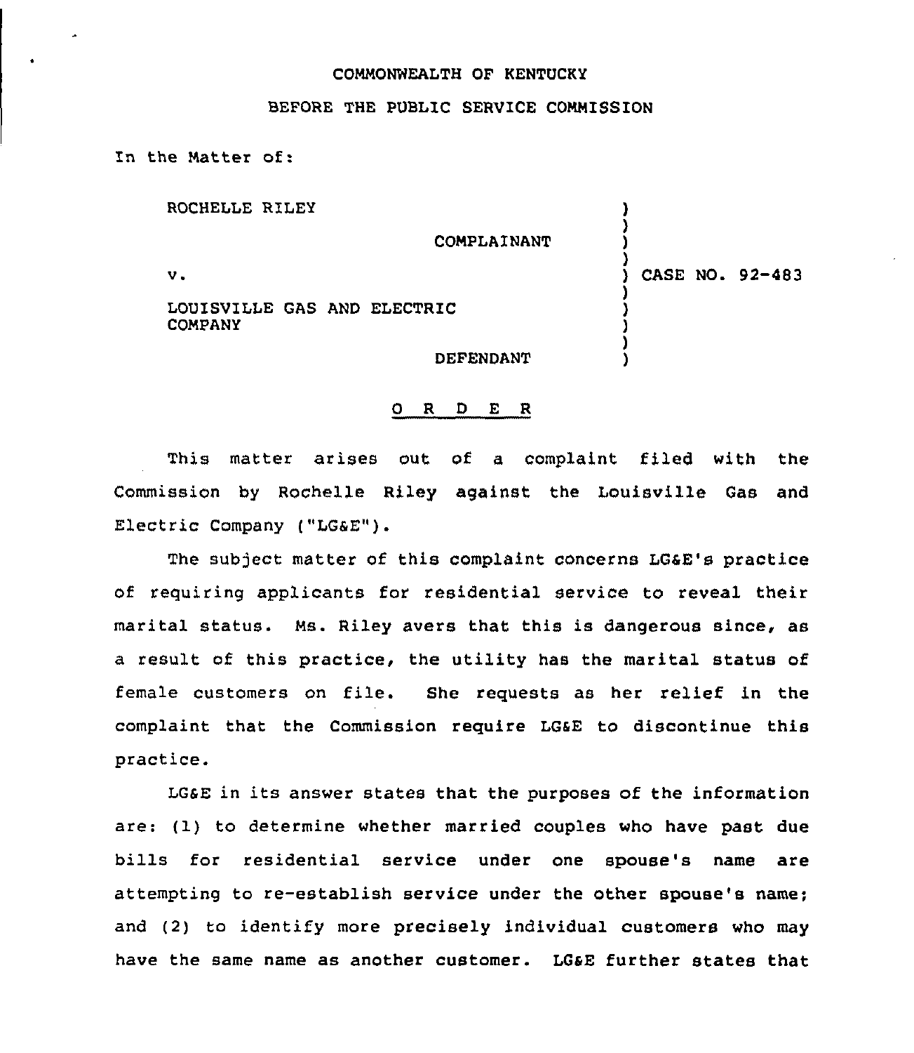COMMONWEALTH OF KENTUCKY

BEFORE THE PUBLIC SERVICE COMMISSION

In the Matter of:

| | |
|---|---|
| ROCHELLE RILEY<br><br>COMPLAINANT<br><br>v.<br><br>LOUISVILLE GAS AND ELECTRIC COMPANY<br><br>DEFENDANT | CASE NO. 92-483 |

## O R D E R

This matter arises out of a complaint filed with the Commission by Rochelle Riley against the Louisville Gas and Electric Company ("LG&E").

The subject matter of this complaint concerns LG&E's practice of requiring applicants for residential service to reveal their marital status. Ms. Riley avers that this is dangerous since, as a result of this practice, the utility has the marital status of female customers on file. She requests as her relief in the complaint that the Commission require LG&E to discontinue this practice.

LG&E in its answer states that the purposes of the information are: (1) to determine whether married couples who have past due bills for residential service under one spouse's name are attempting to re-establish service under the other spouse's name; and (2) to identify more precisely individual customers who may have the same name as another customer. LG&E further states that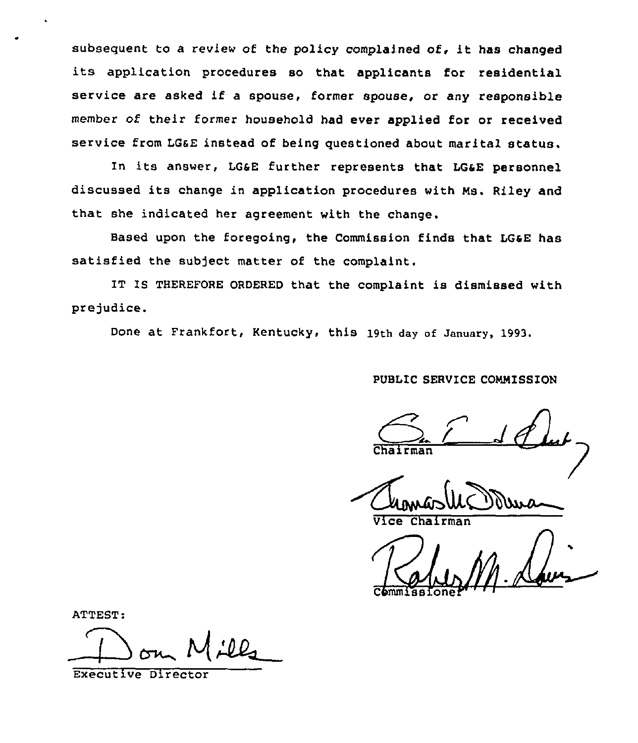subsequent to a review of the policy complained of, it has changed its application procedures so that applicants for residential service are asked if a spouse, former spouse, or any responsible member of their former household had ever applied for or received service from LG&E instead of being questioned about marital status.

In its answer, LG&E further represents that LG&E personnel discussed its change in application procedures with Ms. Riley and that she indicated her agreement with the change.

Based upon the foregoing, the Commission finds that LG&E has satisfied the subject matter of the complaint.

IT IS THEREFORE ORDERED that the complaint is dismissed with prejudice.

Done at Frankfort, Kentucky, this 19th day of January, 1993.

PUBLIC SERVICE COMMISSION

Chairman

Vice Chairman

Commissioner

ATTEST:

Executive Director